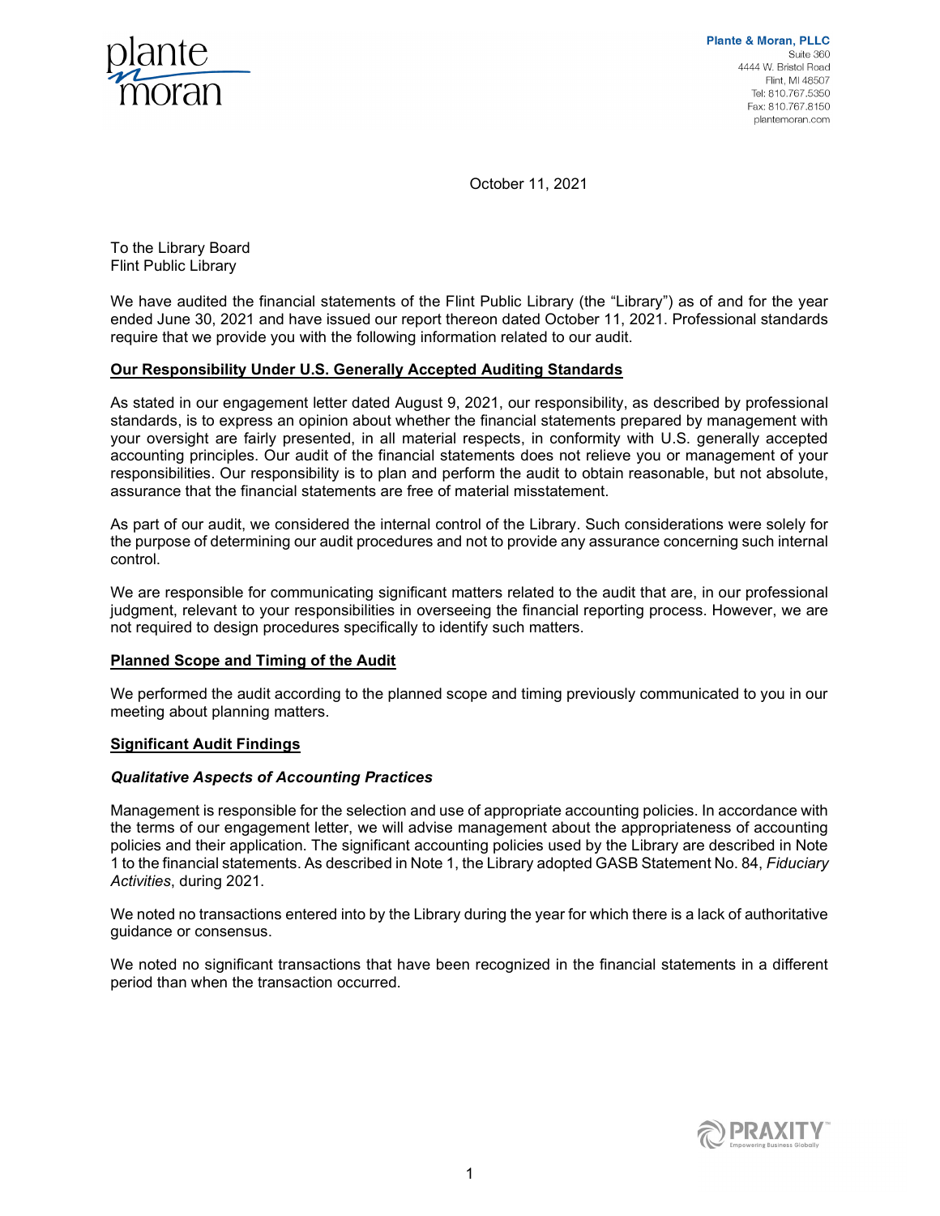Plante & Moran, PLLC
Suite 360
4444 W. Bristol Road
Flint, MI 48507
Tel: 810.767.5350
Fax: 810.767.8150
plantemoran.com

October 11, 2021

To the Library Board
Flint Public Library

We have audited the financial statements of the Flint Public Library (the "Library") as of and for the year ended June 30, 2021 and have issued our report thereon dated October 11, 2021. Professional standards require that we provide you with the following information related to our audit.

**Our Responsibility Under U.S. Generally Accepted Auditing Standards**

As stated in our engagement letter dated August 9, 2021, our responsibility, as described by professional standards, is to express an opinion about whether the financial statements prepared by management with your oversight are fairly presented, in all material respects, in conformity with U.S. generally accepted accounting principles. Our audit of the financial statements does not relieve you or management of your responsibilities. Our responsibility is to plan and perform the audit to obtain reasonable, but not absolute, assurance that the financial statements are free of material misstatement.

As part of our audit, we considered the internal control of the Library. Such considerations were solely for the purpose of determining our audit procedures and not to provide any assurance concerning such internal control.

We are responsible for communicating significant matters related to the audit that are, in our professional judgment, relevant to your responsibilities in overseeing the financial reporting process. However, we are not required to design procedures specifically to identify such matters.

**Planned Scope and Timing of the Audit**

We performed the audit according to the planned scope and timing previously communicated to you in our meeting about planning matters.

**Significant Audit Findings**

***Qualitative Aspects of Accounting Practices***

Management is responsible for the selection and use of appropriate accounting policies. In accordance with the terms of our engagement letter, we will advise management about the appropriateness of accounting policies and their application. The significant accounting policies used by the Library are described in Note 1 to the financial statements. As described in Note 1, the Library adopted GASB Statement No. 84, *Fiduciary Activities*, during 2021.

We noted no transactions entered into by the Library during the year for which there is a lack of authoritative guidance or consensus.

We noted no significant transactions that have been recognized in the financial statements in a different period than when the transaction occurred.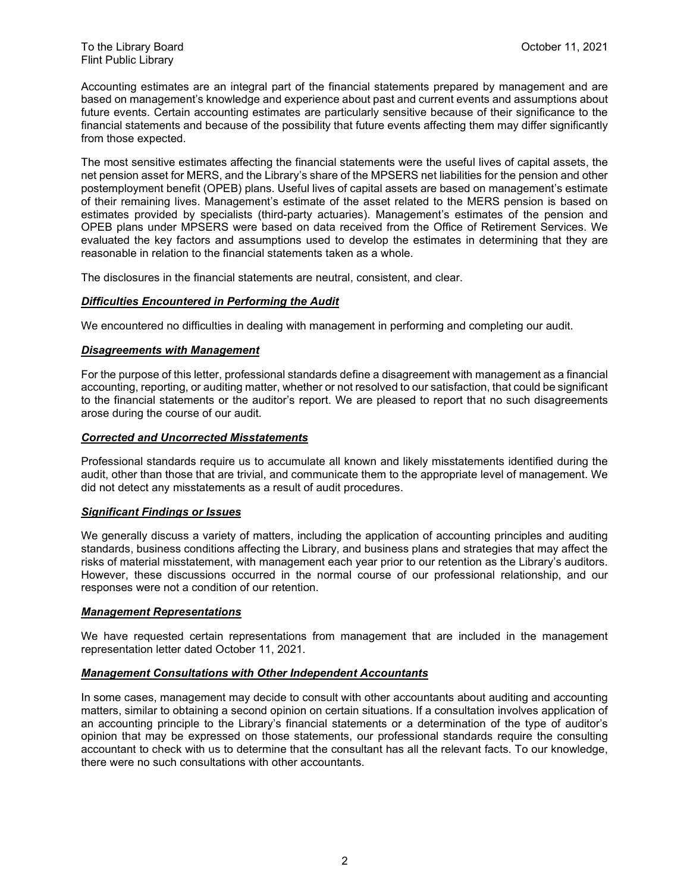Accounting estimates are an integral part of the financial statements prepared by management and are based on management's knowledge and experience about past and current events and assumptions about future events. Certain accounting estimates are particularly sensitive because of their significance to the financial statements and because of the possibility that future events affecting them may differ significantly from those expected.

The most sensitive estimates affecting the financial statements were the useful lives of capital assets, the net pension asset for MERS, and the Library's share of the MPSERS net liabilities for the pension and other postemployment benefit (OPEB) plans. Useful lives of capital assets are based on management's estimate of their remaining lives. Management's estimate of the asset related to the MERS pension is based on estimates provided by specialists (third-party actuaries). Management's estimates of the pension and OPEB plans under MPSERS were based on data received from the Office of Retirement Services. We evaluated the key factors and assumptions used to develop the estimates in determining that they are reasonable in relation to the financial statements taken as a whole.

The disclosures in the financial statements are neutral, consistent, and clear.

***Difficulties Encountered in Performing the Audit***

We encountered no difficulties in dealing with management in performing and completing our audit.

***Disagreements with Management***

For the purpose of this letter, professional standards define a disagreement with management as a financial accounting, reporting, or auditing matter, whether or not resolved to our satisfaction, that could be significant to the financial statements or the auditor's report. We are pleased to report that no such disagreements arose during the course of our audit.

***Corrected and Uncorrected Misstatements***

Professional standards require us to accumulate all known and likely misstatements identified during the audit, other than those that are trivial, and communicate them to the appropriate level of management. We did not detect any misstatements as a result of audit procedures.

***Significant Findings or Issues***

We generally discuss a variety of matters, including the application of accounting principles and auditing standards, business conditions affecting the Library, and business plans and strategies that may affect the risks of material misstatement, with management each year prior to our retention as the Library's auditors. However, these discussions occurred in the normal course of our professional relationship, and our responses were not a condition of our retention.

***Management Representations***

We have requested certain representations from management that are included in the management representation letter dated October 11, 2021.

***Management Consultations with Other Independent Accountants***

In some cases, management may decide to consult with other accountants about auditing and accounting matters, similar to obtaining a second opinion on certain situations. If a consultation involves application of an accounting principle to the Library's financial statements or a determination of the type of auditor's opinion that may be expressed on those statements, our professional standards require the consulting accountant to check with us to determine that the consultant has all the relevant facts. To our knowledge, there were no such consultations with other accountants.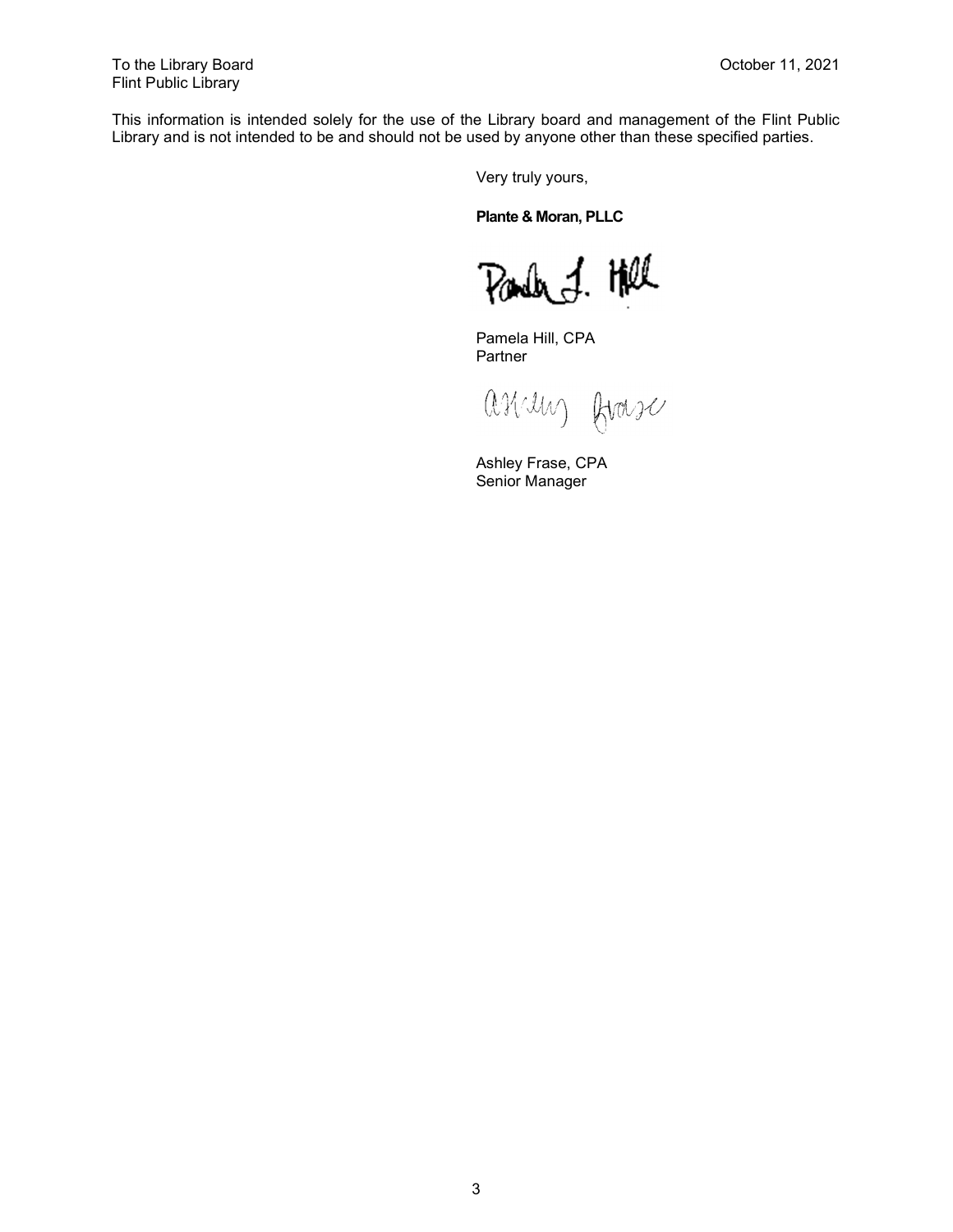To the Library Board
Flint Public Library

October 11, 2021

This information is intended solely for the use of the Library board and management of the Flint Public Library and is not intended to be and should not be used by anyone other than these specified parties.

Very truly yours,

**Plante & Moran, PLLC**

Pamela Hill, CPA
Partner

Ashley Frase, CPA
Senior Manager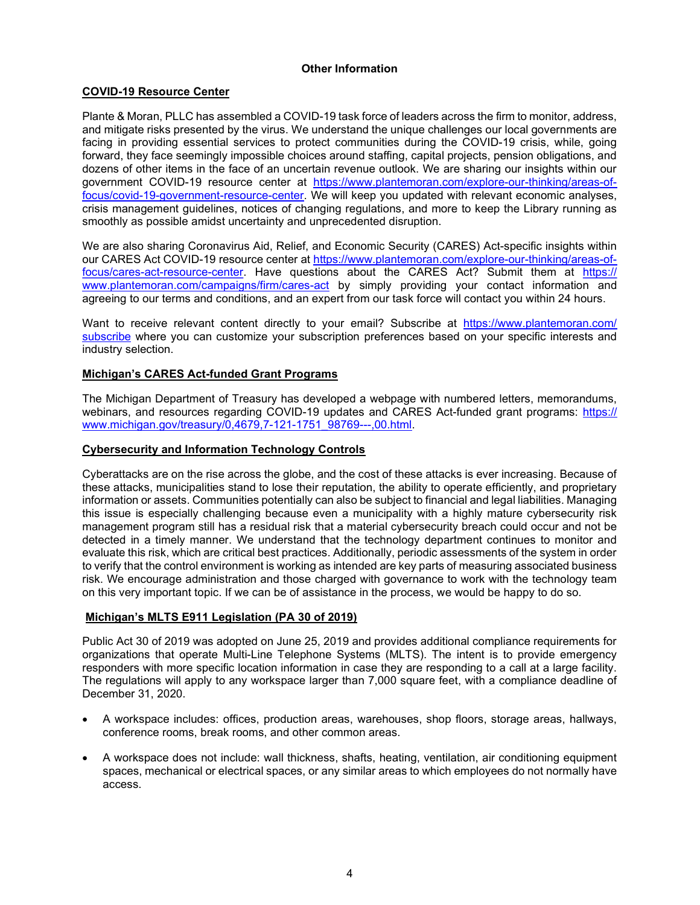# Other Information

## COVID-19 Resource Center

Plante & Moran, PLLC has assembled a COVID-19 task force of leaders across the firm to monitor, address, and mitigate risks presented by the virus. We understand the unique challenges our local governments are facing in providing essential services to protect communities during the COVID-19 crisis, while, going forward, they face seemingly impossible choices around staffing, capital projects, pension obligations, and dozens of other items in the face of an uncertain revenue outlook. We are sharing our insights within our government COVID-19 resource center at https://www.plantemoran.com/explore-our-thinking/areas-of-focus/covid-19-government-resource-center. We will keep you updated with relevant economic analyses, crisis management guidelines, notices of changing regulations, and more to keep the Library running as smoothly as possible amidst uncertainty and unprecedented disruption.

We are also sharing Coronavirus Aid, Relief, and Economic Security (CARES) Act-specific insights within our CARES Act COVID-19 resource center at https://www.plantemoran.com/explore-our-thinking/areas-of-focus/cares-act-resource-center. Have questions about the CARES Act? Submit them at https://www.plantemoran.com/campaigns/firm/cares-act by simply providing your contact information and agreeing to our terms and conditions, and an expert from our task force will contact you within 24 hours.

Want to receive relevant content directly to your email? Subscribe at https://www.plantemoran.com/subscribe where you can customize your subscription preferences based on your specific interests and industry selection.

## Michigan's CARES Act-funded Grant Programs

The Michigan Department of Treasury has developed a webpage with numbered letters, memorandums, webinars, and resources regarding COVID-19 updates and CARES Act-funded grant programs: https://www.michigan.gov/treasury/0,4679,7-121-1751_98769---,00.html.

## Cybersecurity and Information Technology Controls

Cyberattacks are on the rise across the globe, and the cost of these attacks is ever increasing. Because of these attacks, municipalities stand to lose their reputation, the ability to operate efficiently, and proprietary information or assets. Communities potentially can also be subject to financial and legal liabilities. Managing this issue is especially challenging because even a municipality with a highly mature cybersecurity risk management program still has a residual risk that a material cybersecurity breach could occur and not be detected in a timely manner. We understand that the technology department continues to monitor and evaluate this risk, which are critical best practices. Additionally, periodic assessments of the system in order to verify that the control environment is working as intended are key parts of measuring associated business risk. We encourage administration and those charged with governance to work with the technology team on this very important topic. If we can be of assistance in the process, we would be happy to do so.

## Michigan's MLTS E911 Legislation (PA 30 of 2019)

Public Act 30 of 2019 was adopted on June 25, 2019 and provides additional compliance requirements for organizations that operate Multi-Line Telephone Systems (MLTS). The intent is to provide emergency responders with more specific location information in case they are responding to a call at a large facility. The regulations will apply to any workspace larger than 7,000 square feet, with a compliance deadline of December 31, 2020.

- A workspace includes: offices, production areas, warehouses, shop floors, storage areas, hallways, conference rooms, break rooms, and other common areas.
- A workspace does not include: wall thickness, shafts, heating, ventilation, air conditioning equipment spaces, mechanical or electrical spaces, or any similar areas to which employees do not normally have access.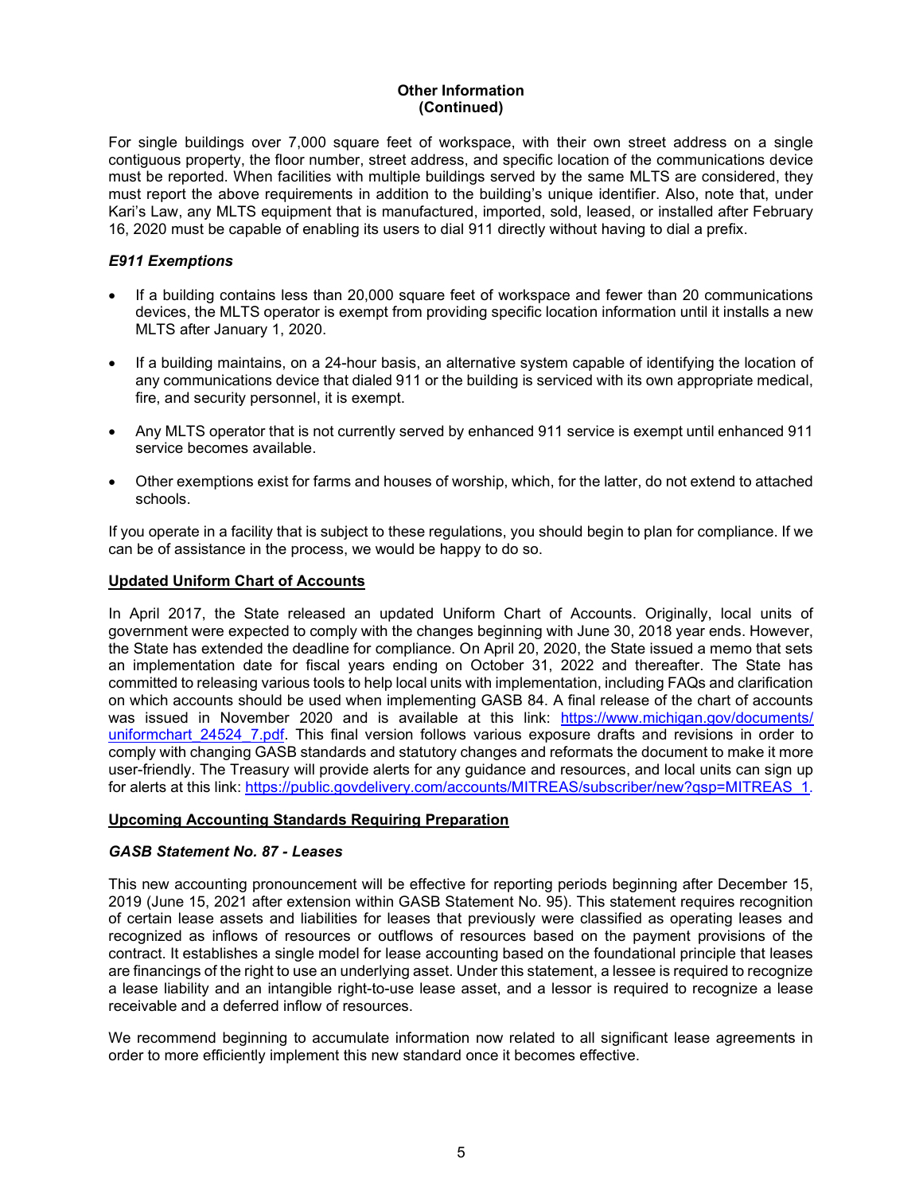**Other Information (Continued)**

For single buildings over 7,000 square feet of workspace, with their own street address on a single contiguous property, the floor number, street address, and specific location of the communications device must be reported. When facilities with multiple buildings served by the same MLTS are considered, they must report the above requirements in addition to the building's unique identifier. Also, note that, under Kari's Law, any MLTS equipment that is manufactured, imported, sold, leased, or installed after February 16, 2020 must be capable of enabling its users to dial 911 directly without having to dial a prefix.

### *E911 Exemptions*

- If a building contains less than 20,000 square feet of workspace and fewer than 20 communications devices, the MLTS operator is exempt from providing specific location information until it installs a new MLTS after January 1, 2020.
- If a building maintains, on a 24-hour basis, an alternative system capable of identifying the location of any communications device that dialed 911 or the building is serviced with its own appropriate medical, fire, and security personnel, it is exempt.
- Any MLTS operator that is not currently served by enhanced 911 service is exempt until enhanced 911 service becomes available.
- Other exemptions exist for farms and houses of worship, which, for the latter, do not extend to attached schools.

If you operate in a facility that is subject to these regulations, you should begin to plan for compliance. If we can be of assistance in the process, we would be happy to do so.

## Updated Uniform Chart of Accounts

In April 2017, the State released an updated Uniform Chart of Accounts. Originally, local units of government were expected to comply with the changes beginning with June 30, 2018 year ends. However, the State has extended the deadline for compliance. On April 20, 2020, the State issued a memo that sets an implementation date for fiscal years ending on October 31, 2022 and thereafter. The State has committed to releasing various tools to help local units with implementation, including FAQs and clarification on which accounts should be used when implementing GASB 84. A final release of the chart of accounts was issued in November 2020 and is available at this link: https://www.michigan.gov/documents/uniformchart_24524_7.pdf. This final version follows various exposure drafts and revisions in order to comply with changing GASB standards and statutory changes and reformats the document to make it more user-friendly. The Treasury will provide alerts for any guidance and resources, and local units can sign up for alerts at this link: https://public.govdelivery.com/accounts/MITREAS/subscriber/new?qsp=MITREAS_1.

## Upcoming Accounting Standards Requiring Preparation

### *GASB Statement No. 87 - Leases*

This new accounting pronouncement will be effective for reporting periods beginning after December 15, 2019 (June 15, 2021 after extension within GASB Statement No. 95). This statement requires recognition of certain lease assets and liabilities for leases that previously were classified as operating leases and recognized as inflows of resources or outflows of resources based on the payment provisions of the contract. It establishes a single model for lease accounting based on the foundational principle that leases are financings of the right to use an underlying asset. Under this statement, a lessee is required to recognize a lease liability and an intangible right-to-use lease asset, and a lessor is required to recognize a lease receivable and a deferred inflow of resources.

We recommend beginning to accumulate information now related to all significant lease agreements in order to more efficiently implement this new standard once it becomes effective.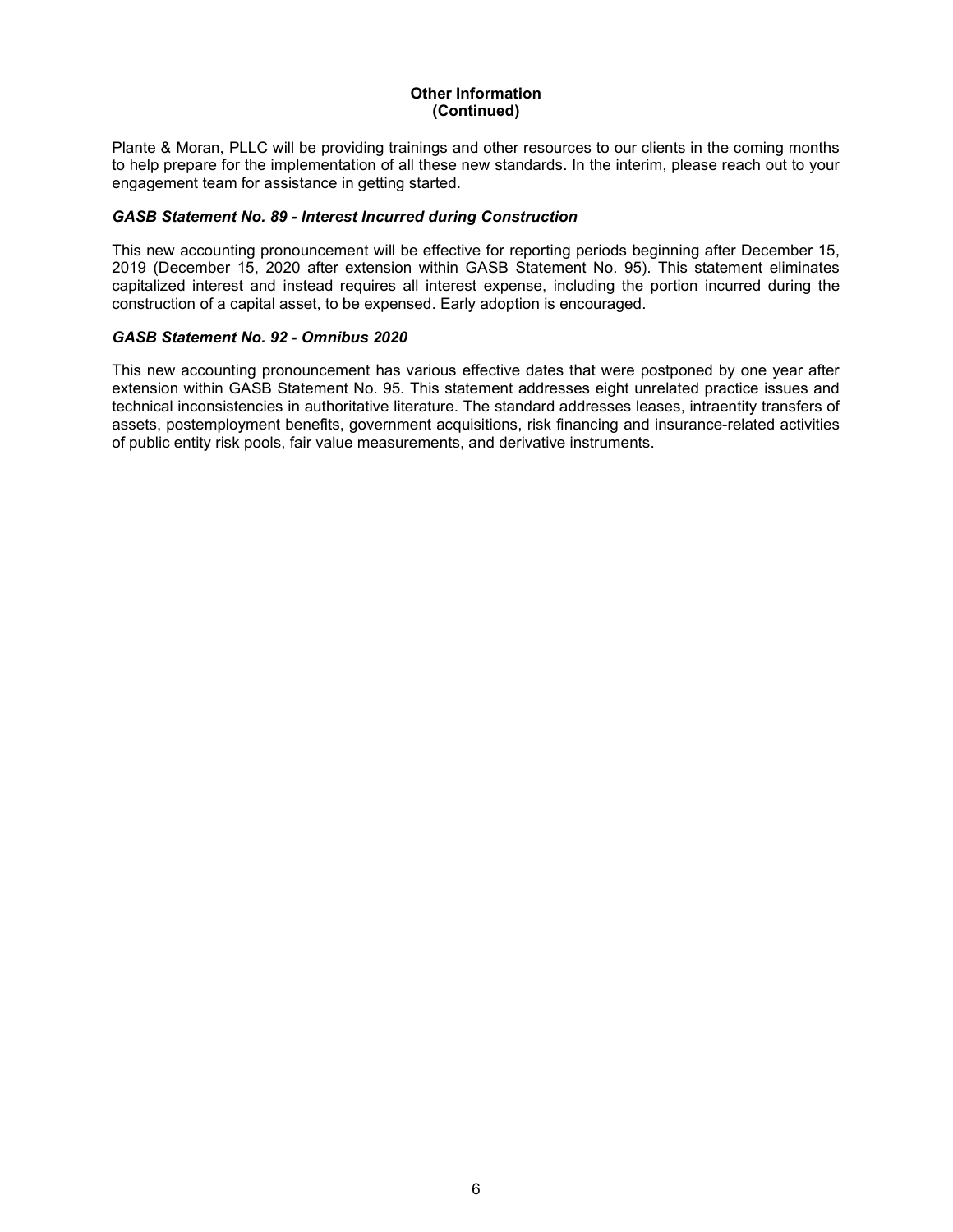**Other Information**
**(Continued)**

Plante & Moran, PLLC will be providing trainings and other resources to our clients in the coming months to help prepare for the implementation of all these new standards. In the interim, please reach out to your engagement team for assistance in getting started.

***GASB Statement No. 89 - Interest Incurred during Construction***

This new accounting pronouncement will be effective for reporting periods beginning after December 15, 2019 (December 15, 2020 after extension within GASB Statement No. 95). This statement eliminates capitalized interest and instead requires all interest expense, including the portion incurred during the construction of a capital asset, to be expensed. Early adoption is encouraged.

***GASB Statement No. 92 - Omnibus 2020***

This new accounting pronouncement has various effective dates that were postponed by one year after extension within GASB Statement No. 95. This statement addresses eight unrelated practice issues and technical inconsistencies in authoritative literature. The standard addresses leases, intraentity transfers of assets, postemployment benefits, government acquisitions, risk financing and insurance-related activities of public entity risk pools, fair value measurements, and derivative instruments.